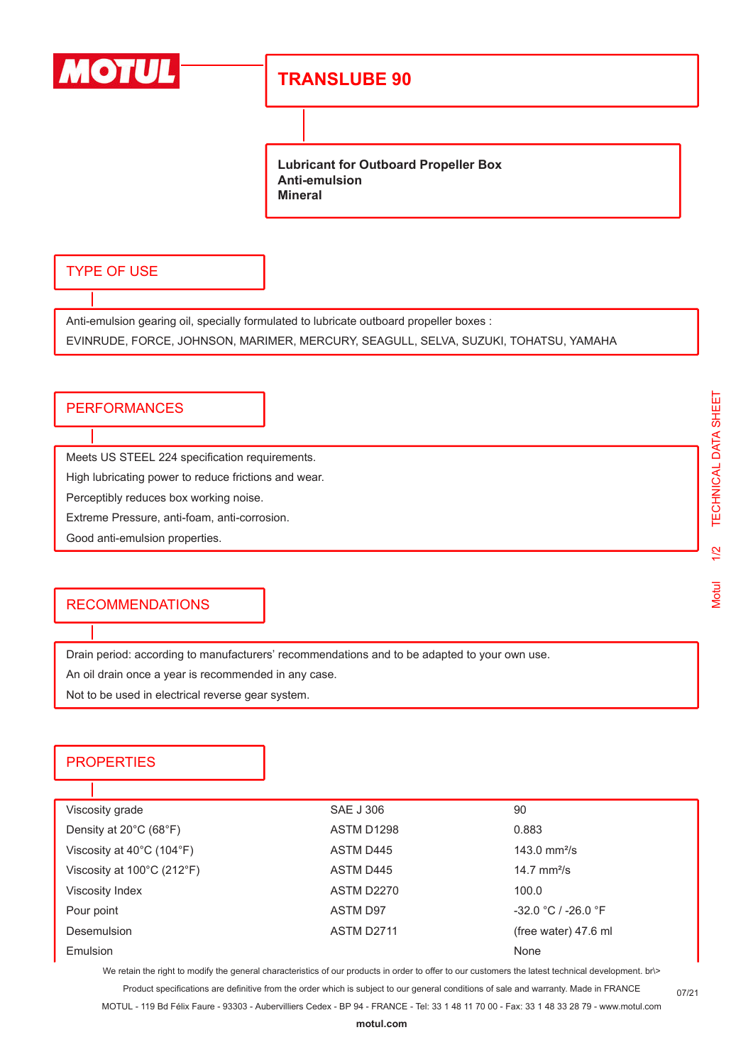# TRANSLUBE 90

**Lubricant for Outboard Propeller Box**
**Anti-emulsion**
**Mineral**

## TYPE OF USE

Anti-emulsion gearing oil, specially formulated to lubricate outboard propeller boxes :
EVINRUDE, FORCE, JOHNSON, MARIMER, MERCURY, SEAGULL, SELVA, SUZUKI, TOHATSU, YAMAHA

## PERFORMANCES

Meets US STEEL 224 specification requirements.
High lubricating power to reduce frictions and wear.
Perceptibly reduces box working noise.
Extreme Pressure, anti-foam, anti-corrosion.
Good anti-emulsion properties.

## RECOMMENDATIONS

Drain period: according to manufacturers' recommendations and to be adapted to your own use.
An oil drain once a year is recommended in any case.
Not to be used in electrical reverse gear system.

## PROPERTIES

| Property | Method | Value |
|---|---|---|
| Viscosity grade | SAE J 306 | 90 |
| Density at 20°C (68°F) | ASTM D1298 | 0.883 |
| Viscosity at 40°C (104°F) | ASTM D445 | 143.0 mm²/s |
| Viscosity at 100°C (212°F) | ASTM D445 | 14.7 mm²/s |
| Viscosity Index | ASTM D2270 | 100.0 |
| Pour point | ASTM D97 | -32.0 °C / -26.0 °F |
| Desemulsion | ASTM D2711 | (free water) 47.6 ml |
| Emulsion | | None |

We retain the right to modify the general characteristics of our products in order to offer to our customers the latest technical development. br\>
Product specifications are definitive from the order which is subject to our general conditions of sale and warranty. Made in FRANCE
MOTUL - 119 Bd Félix Faure - 93303 - Aubervilliers Cedex - BP 94 - FRANCE - Tel: 33 1 48 11 70 00 - Fax: 33 1 48 33 28 79 - www.motul.com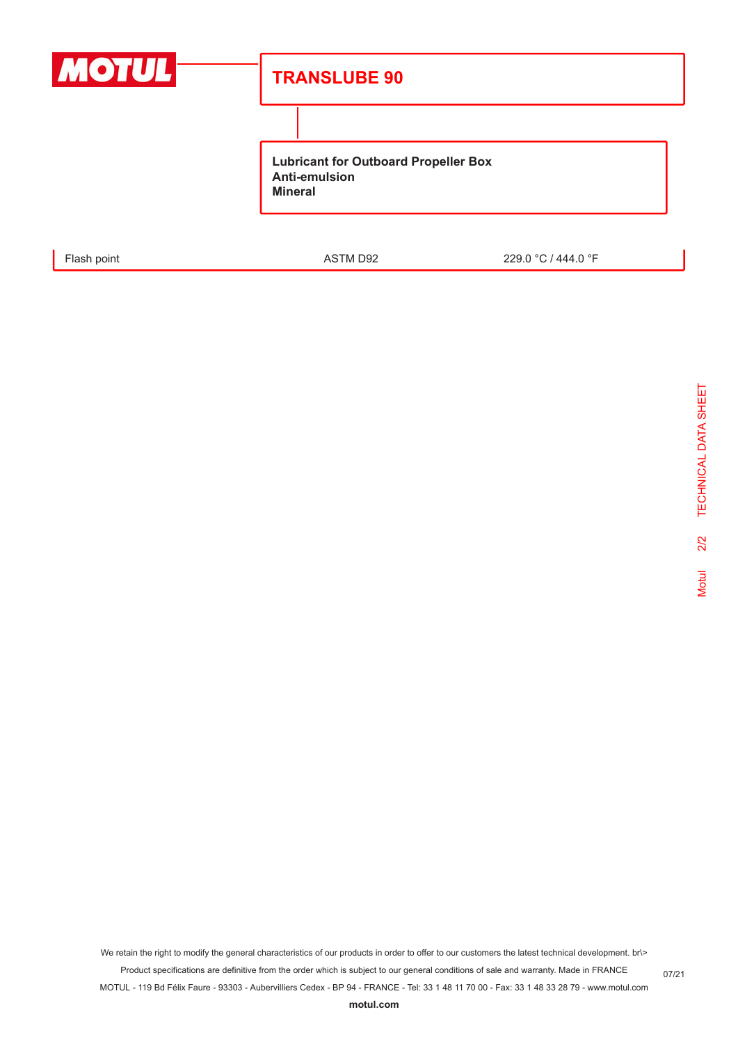# TRANSLUBE 90

**Lubricant for Outboard Propeller Box**
**Anti-emulsion**
**Mineral**

| | | |
|---|---|---|
| Flash point | ASTM D92 | 229.0 °C / 444.0 °F |

We retain the right to modify the general characteristics of our products in order to offer to our customers the latest technical development. br\>
Product specifications are definitive from the order which is subject to our general conditions of sale and warranty. Made in FRANCE
MOTUL - 119 Bd Félix Faure - 93303 - Aubervilliers Cedex - BP 94 - FRANCE - Tel: 33 1 48 11 70 00 - Fax: 33 1 48 33 28 79 - www.motul.com

07/21

**motul.com**